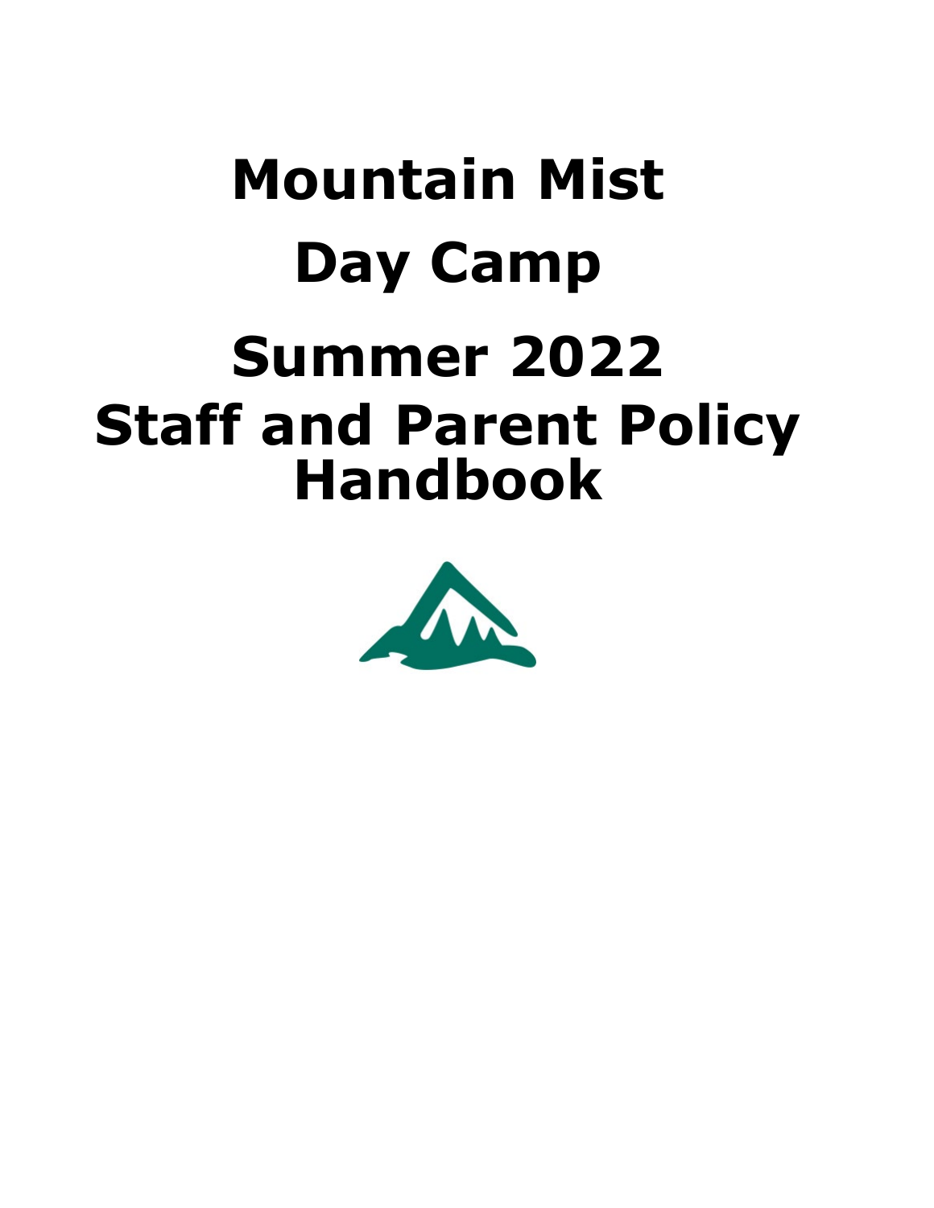# Mountain Mist

# Day Camp

# Summer 2022

# Staff and Parent Policy Handbook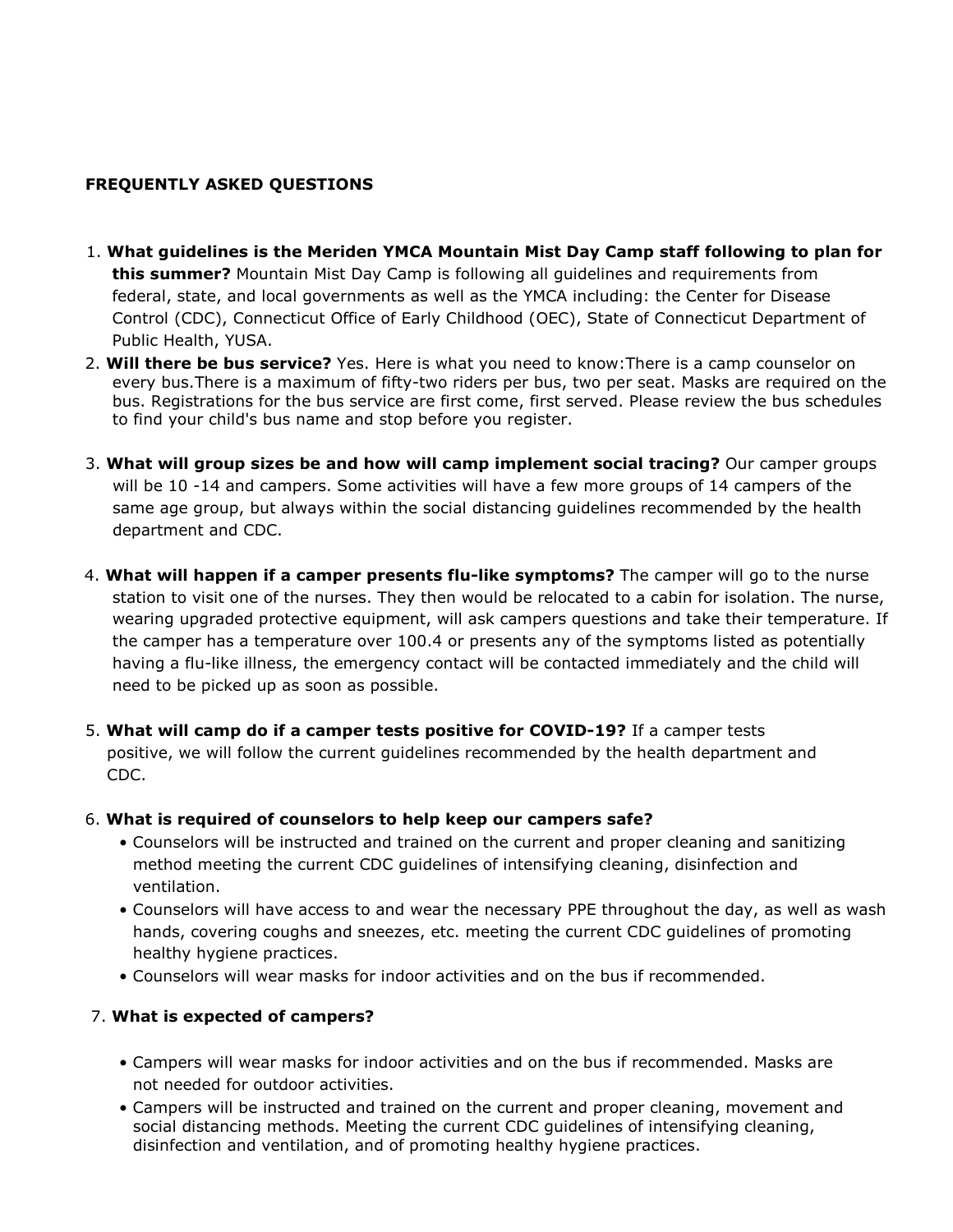**FREQUENTLY ASKED QUESTIONS**

1. **What guidelines is the Meriden YMCA Mountain Mist Day Camp staff following to plan for this summer?** Mountain Mist Day Camp is following all guidelines and requirements from federal, state, and local governments as well as the YMCA including: the Center for Disease Control (CDC), Connecticut Office of Early Childhood (OEC), State of Connecticut Department of Public Health, YUSA.
2. **Will there be bus service?** Yes. Here is what you need to know:There is a camp counselor on every bus.There is a maximum of fifty-two riders per bus, two per seat. Masks are required on the bus. Registrations for the bus service are first come, first served. Please review the bus schedules to find your child's bus name and stop before you register.
3. **What will group sizes be and how will camp implement social tracing?** Our camper groups will be 10 -14 and campers. Some activities will have a few more groups of 14 campers of the same age group, but always within the social distancing guidelines recommended by the health department and CDC.
4. **What will happen if a camper presents flu-like symptoms?** The camper will go to the nurse station to visit one of the nurses. They then would be relocated to a cabin for isolation. The nurse, wearing upgraded protective equipment, will ask campers questions and take their temperature. If the camper has a temperature over 100.4 or presents any of the symptoms listed as potentially having a flu-like illness, the emergency contact will be contacted immediately and the child will need to be picked up as soon as possible.
5. **What will camp do if a camper tests positive for COVID-19?** If a camper tests positive, we will follow the current guidelines recommended by the health department and CDC.
6. **What is required of counselors to help keep our campers safe?**
   - Counselors will be instructed and trained on the current and proper cleaning and sanitizing method meeting the current CDC guidelines of intensifying cleaning, disinfection and ventilation.
   - Counselors will have access to and wear the necessary PPE throughout the day, as well as wash hands, covering coughs and sneezes, etc. meeting the current CDC guidelines of promoting healthy hygiene practices.
   - Counselors will wear masks for indoor activities and on the bus if recommended.
7. **What is expected of campers?**
   - Campers will wear masks for indoor activities and on the bus if recommended. Masks are not needed for outdoor activities.
   - Campers will be instructed and trained on the current and proper cleaning, movement and social distancing methods. Meeting the current CDC guidelines of intensifying cleaning, disinfection and ventilation, and of promoting healthy hygiene practices.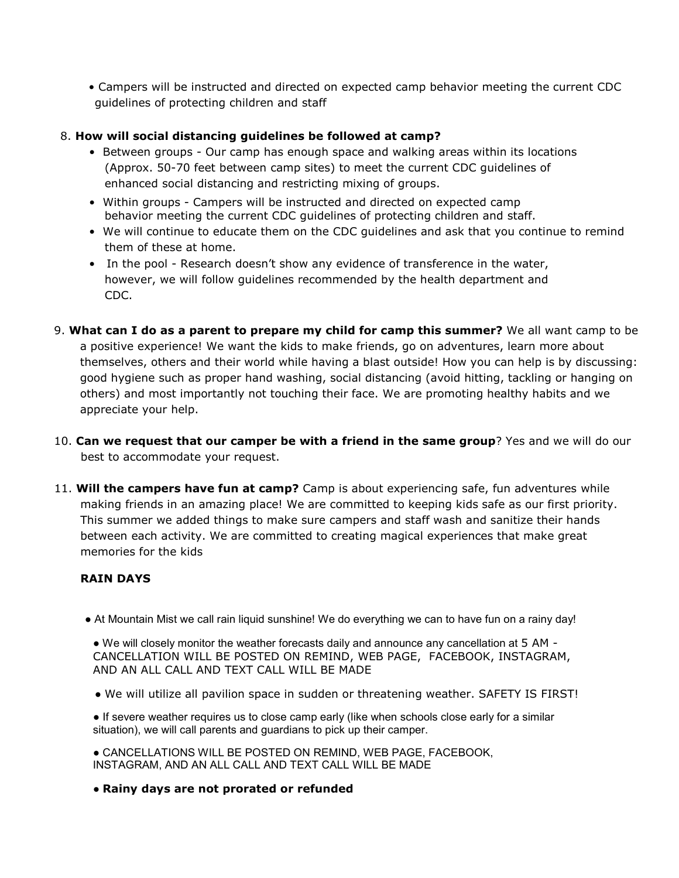- Campers will be instructed and directed on expected camp behavior meeting the current CDC guidelines of protecting children and staff

8. **How will social distancing guidelines be followed at camp?**
   - Between groups - Our camp has enough space and walking areas within its locations (Approx. 50-70 feet between camp sites) to meet the current CDC guidelines of enhanced social distancing and restricting mixing of groups.
   - Within groups - Campers will be instructed and directed on expected camp behavior meeting the current CDC guidelines of protecting children and staff.
   - We will continue to educate them on the CDC guidelines and ask that you continue to remind them of these at home.
   - In the pool - Research doesn't show any evidence of transference in the water, however, we will follow guidelines recommended by the health department and CDC.

9. **What can I do as a parent to prepare my child for camp this summer?** We all want camp to be a positive experience! We want the kids to make friends, go on adventures, learn more about themselves, others and their world while having a blast outside! How you can help is by discussing: good hygiene such as proper hand washing, social distancing (avoid hitting, tackling or hanging on others) and most importantly not touching their face. We are promoting healthy habits and we appreciate your help.

10. **Can we request that our camper be with a friend in the same group**? Yes and we will do our best to accommodate your request.

11. **Will the campers have fun at camp?** Camp is about experiencing safe, fun adventures while making friends in an amazing place! We are committed to keeping kids safe as our first priority. This summer we added things to make sure campers and staff wash and sanitize their hands between each activity. We are committed to creating magical experiences that make great memories for the kids

**RAIN DAYS**

- At Mountain Mist we call rain liquid sunshine! We do everything we can to have fun on a rainy day!
- We will closely monitor the weather forecasts daily and announce any cancellation at 5 AM - CANCELLATION WILL BE POSTED ON REMIND, WEB PAGE, FACEBOOK, INSTAGRAM, AND AN ALL CALL AND TEXT CALL WILL BE MADE
- We will utilize all pavilion space in sudden or threatening weather. SAFETY IS FIRST!
- If severe weather requires us to close camp early (like when schools close early for a similar situation), we will call parents and guardians to pick up their camper.
- CANCELLATIONS WILL BE POSTED ON REMIND, WEB PAGE, FACEBOOK, INSTAGRAM, AND AN ALL CALL AND TEXT CALL WILL BE MADE
- **Rainy days are not prorated or refunded**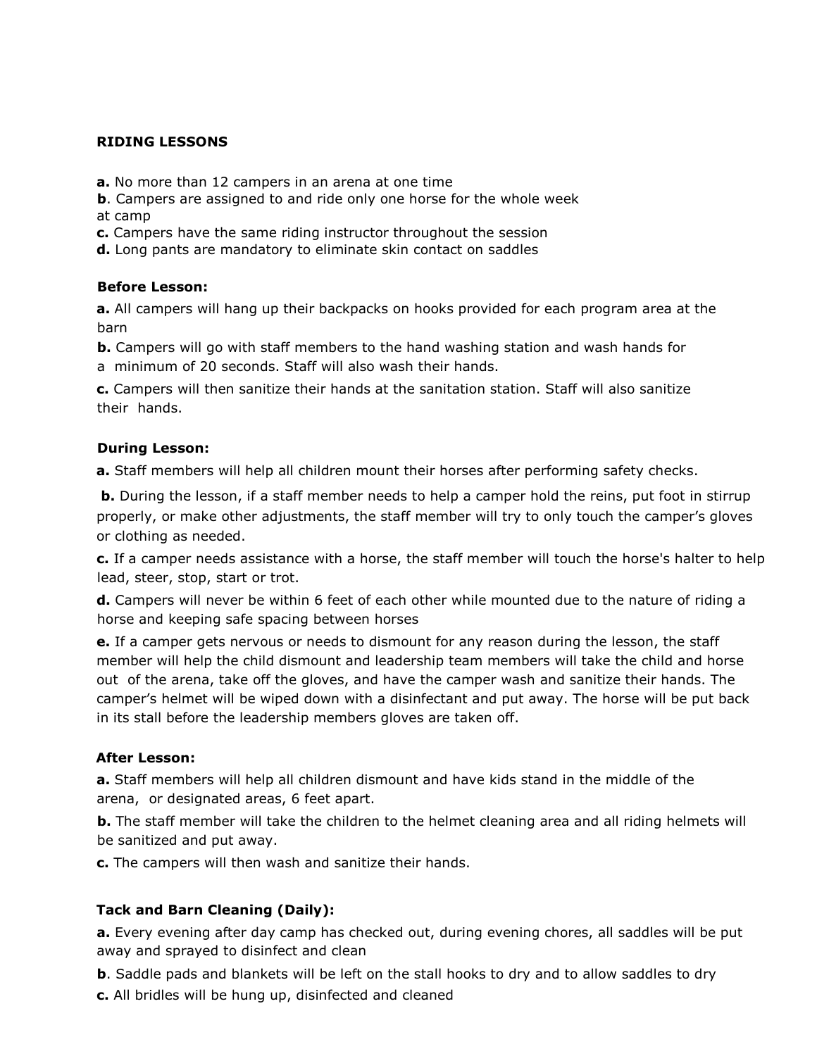**RIDING LESSONS**

**a.** No more than 12 campers in an arena at one time
**b**. Campers are assigned to and ride only one horse for the whole week at camp
**c.** Campers have the same riding instructor throughout the session
**d.** Long pants are mandatory to eliminate skin contact on saddles

**Before Lesson:**

**a.** All campers will hang up their backpacks on hooks provided for each program area at the barn

**b.** Campers will go with staff members to the hand washing station and wash hands for a minimum of 20 seconds. Staff will also wash their hands.

**c.** Campers will then sanitize their hands at the sanitation station. Staff will also sanitize their hands.

**During Lesson:**

**a.** Staff members will help all children mount their horses after performing safety checks.

**b.** During the lesson, if a staff member needs to help a camper hold the reins, put foot in stirrup properly, or make other adjustments, the staff member will try to only touch the camper's gloves or clothing as needed.

**c.** If a camper needs assistance with a horse, the staff member will touch the horse's halter to help lead, steer, stop, start or trot.

**d.** Campers will never be within 6 feet of each other while mounted due to the nature of riding a horse and keeping safe spacing between horses

**e.** If a camper gets nervous or needs to dismount for any reason during the lesson, the staff member will help the child dismount and leadership team members will take the child and horse out of the arena, take off the gloves, and have the camper wash and sanitize their hands. The camper's helmet will be wiped down with a disinfectant and put away. The horse will be put back in its stall before the leadership members gloves are taken off.

**After Lesson:**

**a.** Staff members will help all children dismount and have kids stand in the middle of the arena, or designated areas, 6 feet apart.

**b.** The staff member will take the children to the helmet cleaning area and all riding helmets will be sanitized and put away.

**c.** The campers will then wash and sanitize their hands.

**Tack and Barn Cleaning (Daily):**

**a.** Every evening after day camp has checked out, during evening chores, all saddles will be put away and sprayed to disinfect and clean

**b**. Saddle pads and blankets will be left on the stall hooks to dry and to allow saddles to dry

**c.** All bridles will be hung up, disinfected and cleaned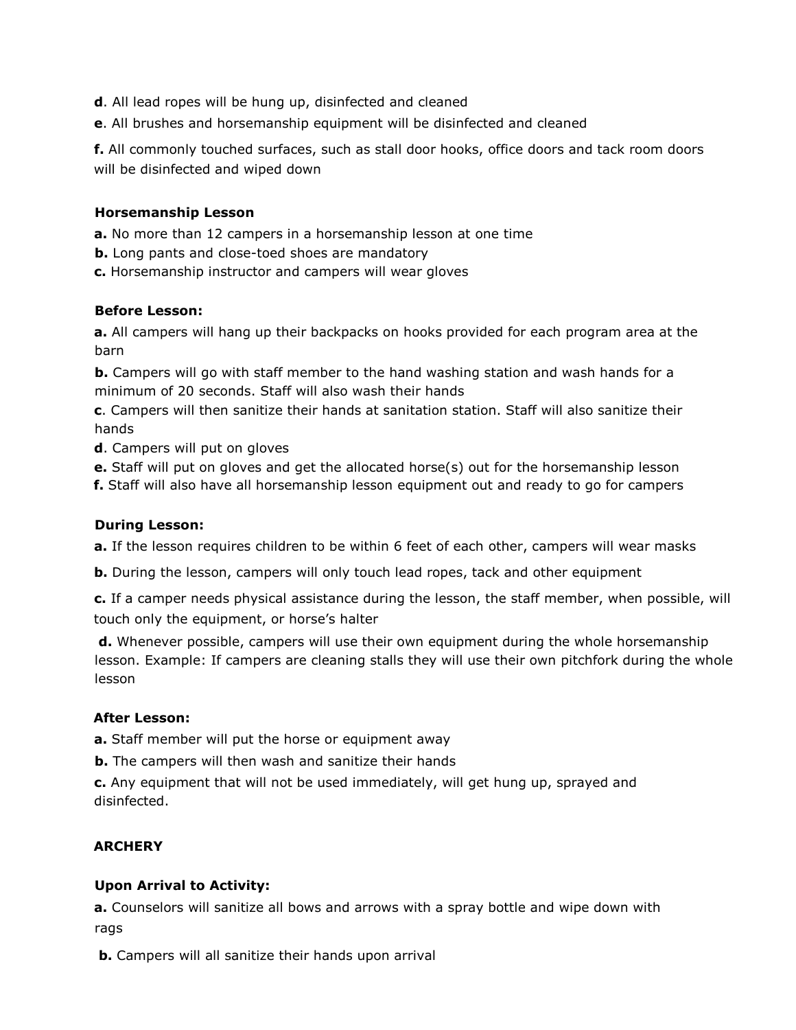**d**. All lead ropes will be hung up, disinfected and cleaned

**e**. All brushes and horsemanship equipment will be disinfected and cleaned

**f.** All commonly touched surfaces, such as stall door hooks, office doors and tack room doors will be disinfected and wiped down

**Horsemanship Lesson**

**a.** No more than 12 campers in a horsemanship lesson at one time

**b.** Long pants and close-toed shoes are mandatory

**c.** Horsemanship instructor and campers will wear gloves

**Before Lesson:**

**a.** All campers will hang up their backpacks on hooks provided for each program area at the barn

**b.** Campers will go with staff member to the hand washing station and wash hands for a minimum of 20 seconds. Staff will also wash their hands

**c**. Campers will then sanitize their hands at sanitation station. Staff will also sanitize their hands

**d**. Campers will put on gloves

**e.** Staff will put on gloves and get the allocated horse(s) out for the horsemanship lesson

**f.** Staff will also have all horsemanship lesson equipment out and ready to go for campers

**During Lesson:**

**a.** If the lesson requires children to be within 6 feet of each other, campers will wear masks

**b.** During the lesson, campers will only touch lead ropes, tack and other equipment

**c.** If a camper needs physical assistance during the lesson, the staff member, when possible, will touch only the equipment, or horse's halter

**d.** Whenever possible, campers will use their own equipment during the whole horsemanship lesson. Example: If campers are cleaning stalls they will use their own pitchfork during the whole lesson

**After Lesson:**

**a.** Staff member will put the horse or equipment away

**b.** The campers will then wash and sanitize their hands

**c.** Any equipment that will not be used immediately, will get hung up, sprayed and disinfected.

**ARCHERY**

**Upon Arrival to Activity:**

**a.** Counselors will sanitize all bows and arrows with a spray bottle and wipe down with rags

**b.** Campers will all sanitize their hands upon arrival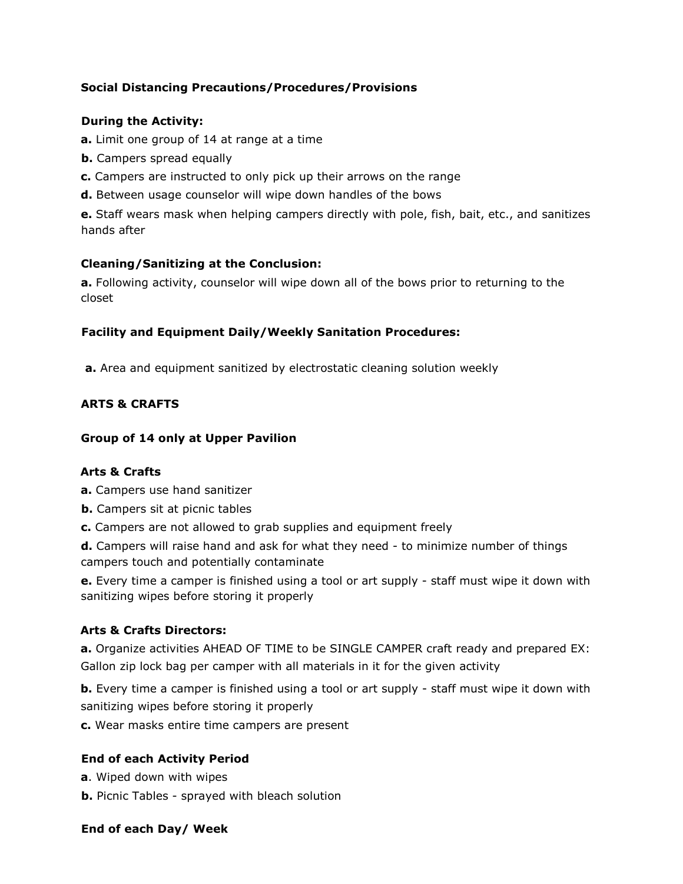**Social Distancing Precautions/Procedures/Provisions**

**During the Activity:**

**a.** Limit one group of 14 at range at a time

**b.** Campers spread equally

**c.** Campers are instructed to only pick up their arrows on the range

**d.** Between usage counselor will wipe down handles of the bows

**e.** Staff wears mask when helping campers directly with pole, fish, bait, etc., and sanitizes hands after

**Cleaning/Sanitizing at the Conclusion:**

**a.** Following activity, counselor will wipe down all of the bows prior to returning to the closet

**Facility and Equipment Daily/Weekly Sanitation Procedures:**

**a.** Area and equipment sanitized by electrostatic cleaning solution weekly

## ARTS & CRAFTS

**Group of 14 only at Upper Pavilion**

**Arts & Crafts**

**a.** Campers use hand sanitizer

**b.** Campers sit at picnic tables

**c.** Campers are not allowed to grab supplies and equipment freely

**d.** Campers will raise hand and ask for what they need - to minimize number of things campers touch and potentially contaminate

**e.** Every time a camper is finished using a tool or art supply - staff must wipe it down with sanitizing wipes before storing it properly

**Arts & Crafts Directors:**

**a.** Organize activities AHEAD OF TIME to be SINGLE CAMPER craft ready and prepared EX: Gallon zip lock bag per camper with all materials in it for the given activity

**b.** Every time a camper is finished using a tool or art supply - staff must wipe it down with sanitizing wipes before storing it properly

**c.** Wear masks entire time campers are present

**End of each Activity Period**

**a**. Wiped down with wipes

**b.** Picnic Tables - sprayed with bleach solution

**End of each Day/ Week**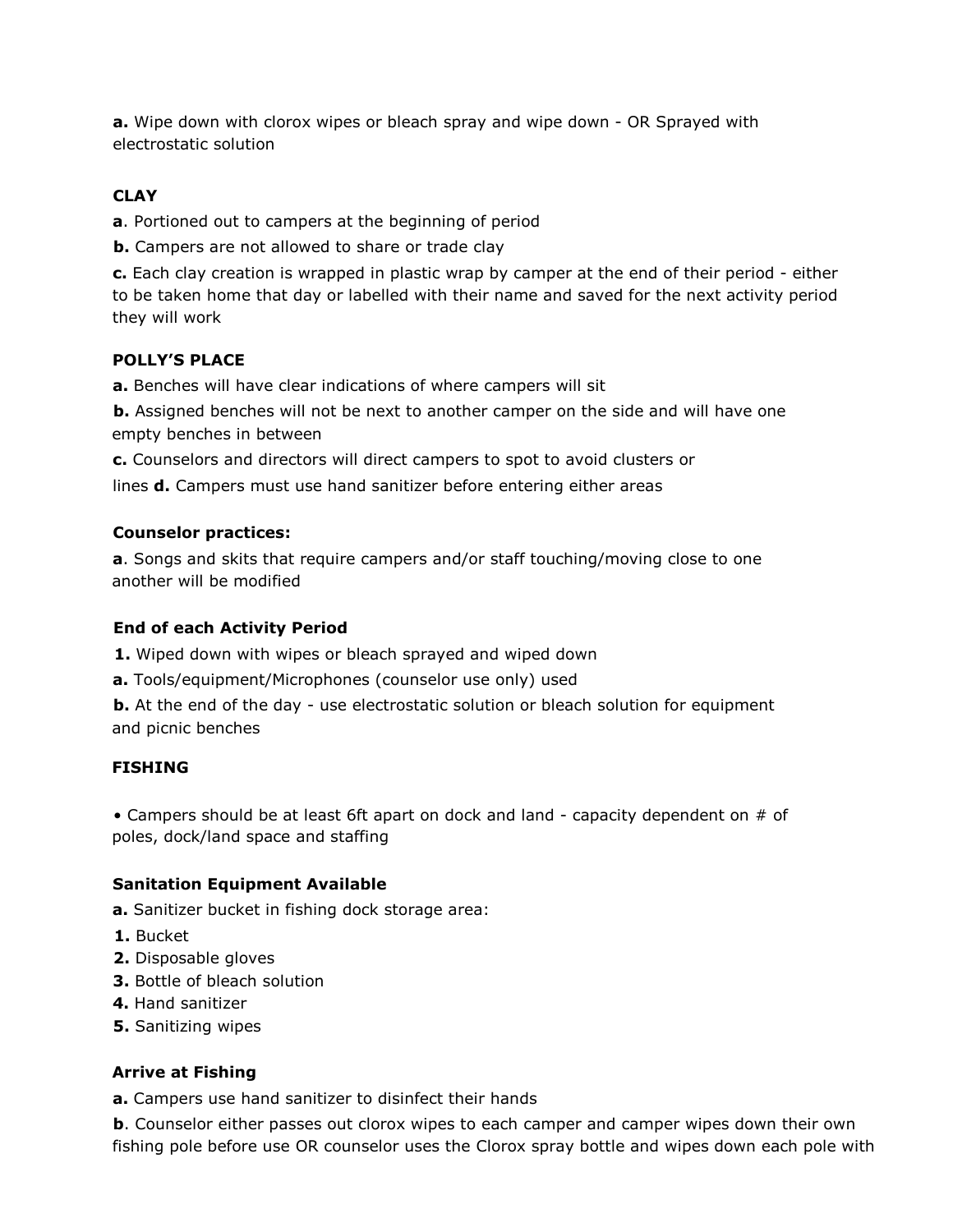**a.** Wipe down with clorox wipes or bleach spray and wipe down - OR Sprayed with electrostatic solution

**CLAY**

**a**. Portioned out to campers at the beginning of period

**b.** Campers are not allowed to share or trade clay

**c.** Each clay creation is wrapped in plastic wrap by camper at the end of their period - either to be taken home that day or labelled with their name and saved for the next activity period they will work

**POLLY'S PLACE**

**a.** Benches will have clear indications of where campers will sit

**b.** Assigned benches will not be next to another camper on the side and will have one empty benches in between

**c.** Counselors and directors will direct campers to spot to avoid clusters or lines **d.** Campers must use hand sanitizer before entering either areas

**Counselor practices:**

**a**. Songs and skits that require campers and/or staff touching/moving close to one another will be modified

**End of each Activity Period**

**1.** Wiped down with wipes or bleach sprayed and wiped down

**a.** Tools/equipment/Microphones (counselor use only) used

**b.** At the end of the day - use electrostatic solution or bleach solution for equipment and picnic benches

**FISHING**

• Campers should be at least 6ft apart on dock and land - capacity dependent on # of poles, dock/land space and staffing

**Sanitation Equipment Available**

**a.** Sanitizer bucket in fishing dock storage area:

**1.** Bucket
**2.** Disposable gloves
**3.** Bottle of bleach solution
**4.** Hand sanitizer
**5.** Sanitizing wipes

**Arrive at Fishing**

**a.** Campers use hand sanitizer to disinfect their hands

**b**. Counselor either passes out clorox wipes to each camper and camper wipes down their own fishing pole before use OR counselor uses the Clorox spray bottle and wipes down each pole with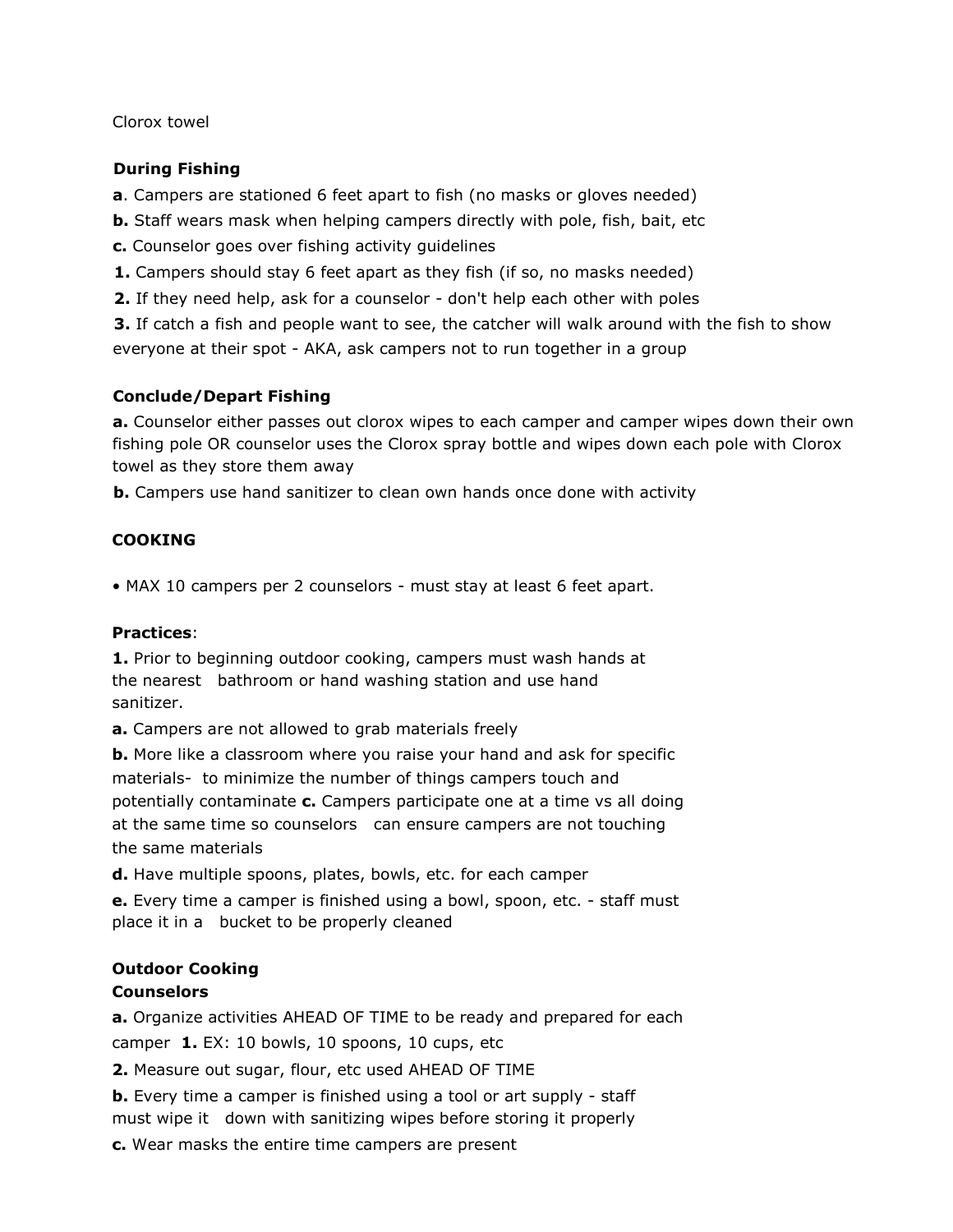Clorox towel

**During Fishing**

**a**. Campers are stationed 6 feet apart to fish (no masks or gloves needed)

**b.** Staff wears mask when helping campers directly with pole, fish, bait, etc

**c.** Counselor goes over fishing activity guidelines

**1.** Campers should stay 6 feet apart as they fish (if so, no masks needed)

**2.** If they need help, ask for a counselor - don't help each other with poles

**3.** If catch a fish and people want to see, the catcher will walk around with the fish to show everyone at their spot - AKA, ask campers not to run together in a group

**Conclude/Depart Fishing**

**a.** Counselor either passes out clorox wipes to each camper and camper wipes down their own fishing pole OR counselor uses the Clorox spray bottle and wipes down each pole with Clorox towel as they store them away

**b.** Campers use hand sanitizer to clean own hands once done with activity

**COOKING**

• MAX 10 campers per 2 counselors - must stay at least 6 feet apart.

**Practices**:

**1.** Prior to beginning outdoor cooking, campers must wash hands at the nearest bathroom or hand washing station and use hand sanitizer.

**a.** Campers are not allowed to grab materials freely

**b.** More like a classroom where you raise your hand and ask for specific materials- to minimize the number of things campers touch and potentially contaminate **c.** Campers participate one at a time vs all doing at the same time so counselors can ensure campers are not touching the same materials

**d.** Have multiple spoons, plates, bowls, etc. for each camper

**e.** Every time a camper is finished using a bowl, spoon, etc. - staff must place it in a bucket to be properly cleaned

**Outdoor Cooking**

**Counselors**

**a.** Organize activities AHEAD OF TIME to be ready and prepared for each camper **1.** EX: 10 bowls, 10 spoons, 10 cups, etc

**2.** Measure out sugar, flour, etc used AHEAD OF TIME

**b.** Every time a camper is finished using a tool or art supply - staff must wipe it down with sanitizing wipes before storing it properly

**c.** Wear masks the entire time campers are present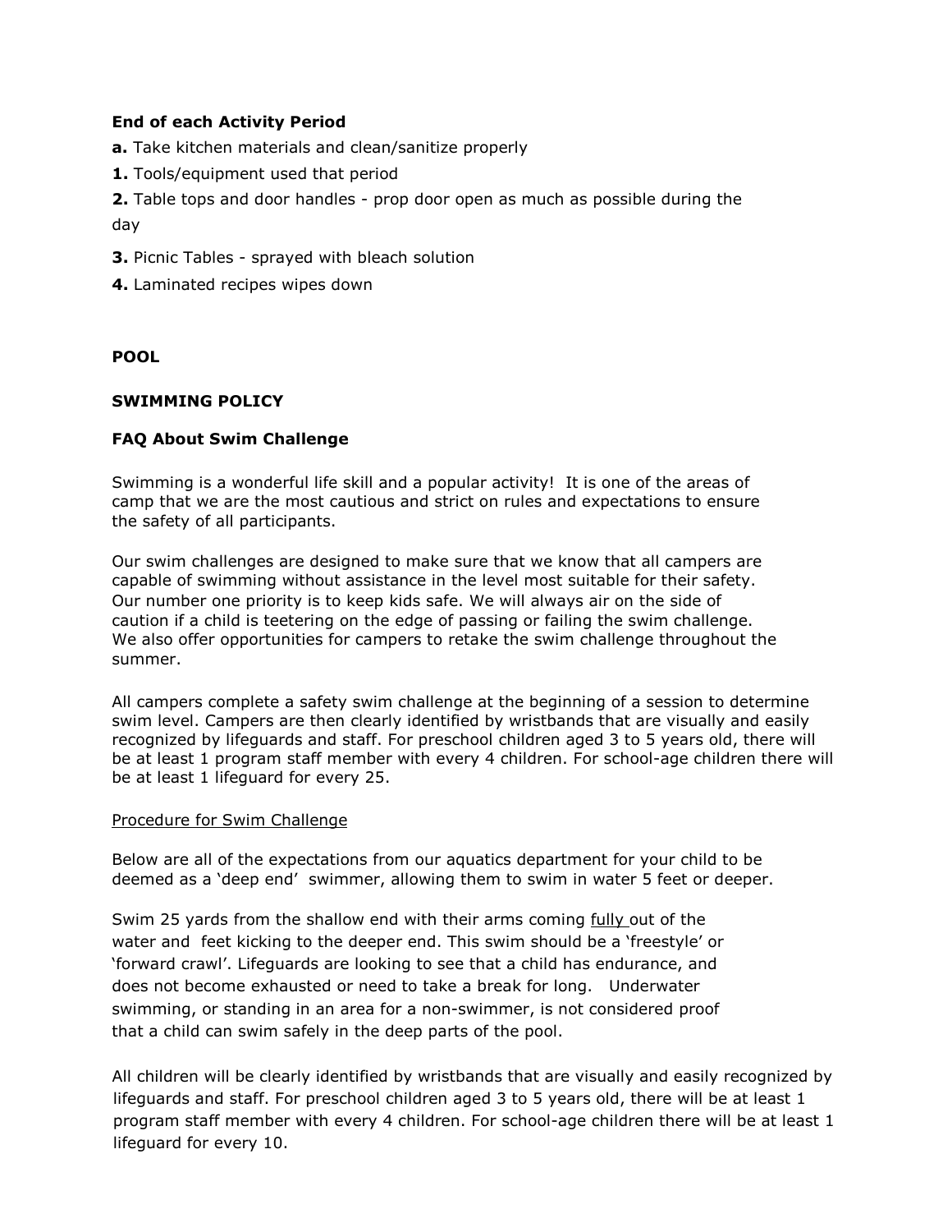**End of each Activity Period**

**a.** Take kitchen materials and clean/sanitize properly

**1.** Tools/equipment used that period

**2.** Table tops and door handles - prop door open as much as possible during the day

**3.** Picnic Tables - sprayed with bleach solution

**4.** Laminated recipes wipes down

**POOL**

**SWIMMING POLICY**

**FAQ About Swim Challenge**

Swimming is a wonderful life skill and a popular activity! It is one of the areas of camp that we are the most cautious and strict on rules and expectations to ensure the safety of all participants.

Our swim challenges are designed to make sure that we know that all campers are capable of swimming without assistance in the level most suitable for their safety. Our number one priority is to keep kids safe. We will always air on the side of caution if a child is teetering on the edge of passing or failing the swim challenge. We also offer opportunities for campers to retake the swim challenge throughout the summer.

All campers complete a safety swim challenge at the beginning of a session to determine swim level. Campers are then clearly identified by wristbands that are visually and easily recognized by lifeguards and staff. For preschool children aged 3 to 5 years old, there will be at least 1 program staff member with every 4 children. For school-age children there will be at least 1 lifeguard for every 25.

<u>Procedure for Swim Challenge</u>

Below are all of the expectations from our aquatics department for your child to be deemed as a 'deep end' swimmer, allowing them to swim in water 5 feet or deeper.

Swim 25 yards from the shallow end with their arms coming <u>fully</u> out of the water and feet kicking to the deeper end. This swim should be a 'freestyle' or 'forward crawl'. Lifeguards are looking to see that a child has endurance, and does not become exhausted or need to take a break for long. Underwater swimming, or standing in an area for a non-swimmer, is not considered proof that a child can swim safely in the deep parts of the pool.

All children will be clearly identified by wristbands that are visually and easily recognized by lifeguards and staff. For preschool children aged 3 to 5 years old, there will be at least 1 program staff member with every 4 children. For school-age children there will be at least 1 lifeguard for every 10.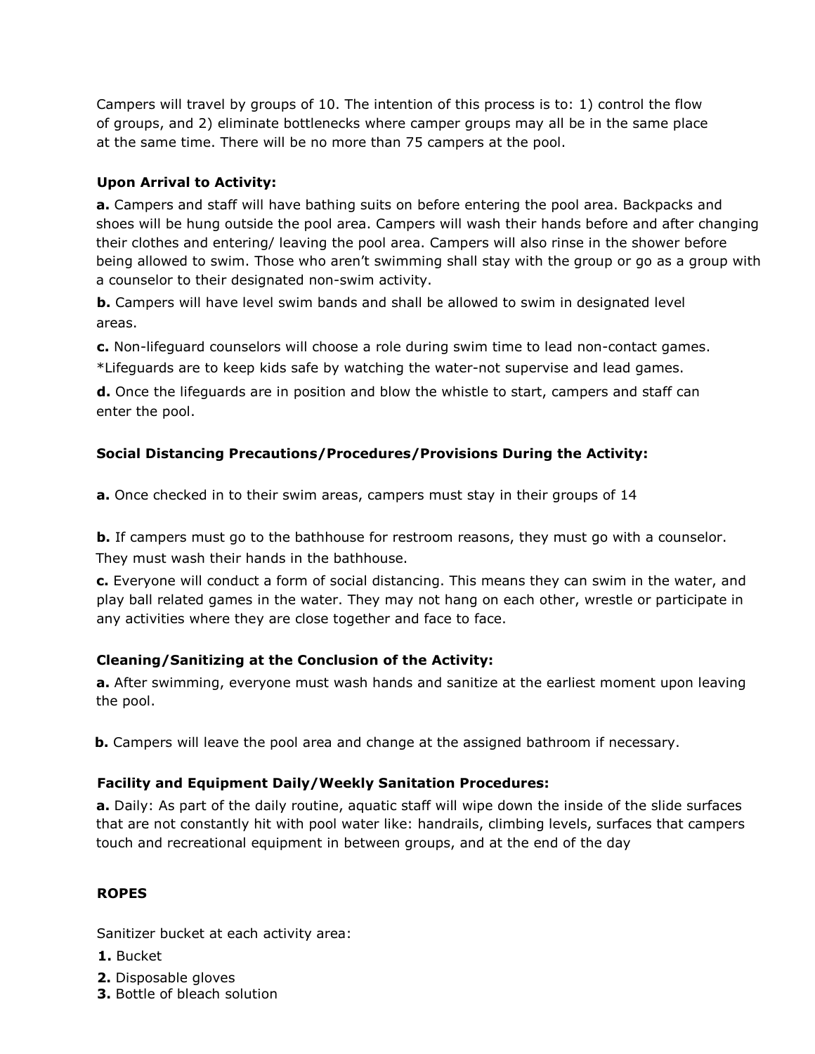Campers will travel by groups of 10. The intention of this process is to: 1) control the flow of groups, and 2) eliminate bottlenecks where camper groups may all be in the same place at the same time. There will be no more than 75 campers at the pool.

**Upon Arrival to Activity:**

**a.** Campers and staff will have bathing suits on before entering the pool area. Backpacks and shoes will be hung outside the pool area. Campers will wash their hands before and after changing their clothes and entering/ leaving the pool area. Campers will also rinse in the shower before being allowed to swim. Those who aren't swimming shall stay with the group or go as a group with a counselor to their designated non-swim activity.

**b.** Campers will have level swim bands and shall be allowed to swim in designated level areas.

**c.** Non-lifeguard counselors will choose a role during swim time to lead non-contact games.
*Lifeguards are to keep kids safe by watching the water-not supervise and lead games.

**d.** Once the lifeguards are in position and blow the whistle to start, campers and staff can enter the pool.

**Social Distancing Precautions/Procedures/Provisions During the Activity:**

**a.** Once checked in to their swim areas, campers must stay in their groups of 14

**b.** If campers must go to the bathhouse for restroom reasons, they must go with a counselor. They must wash their hands in the bathhouse.

**c.** Everyone will conduct a form of social distancing. This means they can swim in the water, and play ball related games in the water. They may not hang on each other, wrestle or participate in any activities where they are close together and face to face.

**Cleaning/Sanitizing at the Conclusion of the Activity:**

**a.** After swimming, everyone must wash hands and sanitize at the earliest moment upon leaving the pool.

**b.** Campers will leave the pool area and change at the assigned bathroom if necessary.

**Facility and Equipment Daily/Weekly Sanitation Procedures:**

**a.** Daily: As part of the daily routine, aquatic staff will wipe down the inside of the slide surfaces that are not constantly hit with pool water like: handrails, climbing levels, surfaces that campers touch and recreational equipment in between groups, and at the end of the day

**ROPES**

Sanitizer bucket at each activity area:

1. Bucket
2. Disposable gloves
3. Bottle of bleach solution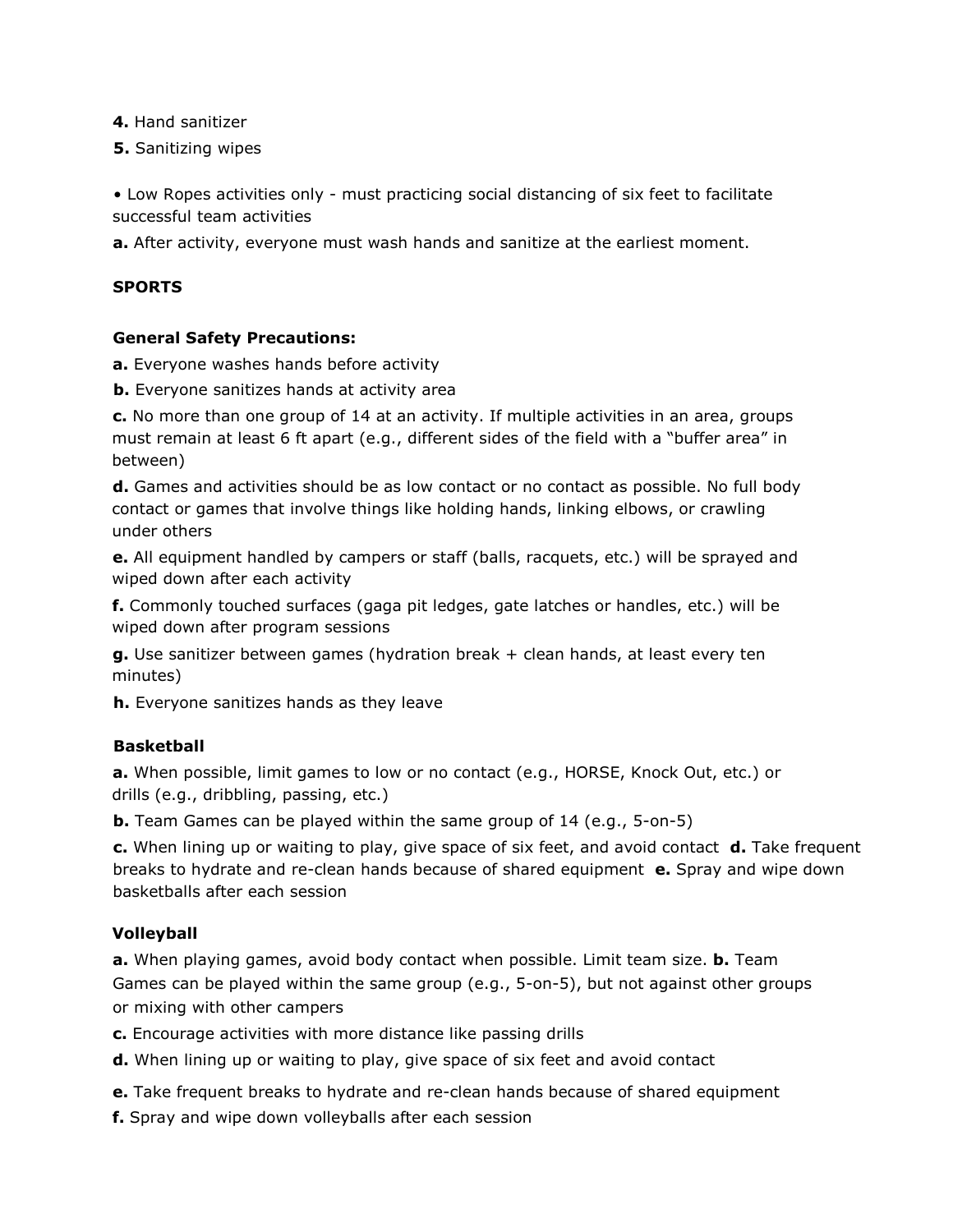**4.** Hand sanitizer

**5.** Sanitizing wipes

• Low Ropes activities only - must practicing social distancing of six feet to facilitate successful team activities

**a.** After activity, everyone must wash hands and sanitize at the earliest moment.

**SPORTS**

**General Safety Precautions:**

**a.** Everyone washes hands before activity

**b.** Everyone sanitizes hands at activity area

**c.** No more than one group of 14 at an activity. If multiple activities in an area, groups must remain at least 6 ft apart (e.g., different sides of the field with a "buffer area" in between)

**d.** Games and activities should be as low contact or no contact as possible. No full body contact or games that involve things like holding hands, linking elbows, or crawling under others

**e.** All equipment handled by campers or staff (balls, racquets, etc.) will be sprayed and wiped down after each activity

**f.** Commonly touched surfaces (gaga pit ledges, gate latches or handles, etc.) will be wiped down after program sessions

**g.** Use sanitizer between games (hydration break + clean hands, at least every ten minutes)

**h.** Everyone sanitizes hands as they leave

**Basketball**

**a.** When possible, limit games to low or no contact (e.g., HORSE, Knock Out, etc.) or drills (e.g., dribbling, passing, etc.)

**b.** Team Games can be played within the same group of 14 (e.g., 5-on-5)

**c.** When lining up or waiting to play, give space of six feet, and avoid contact **d.** Take frequent breaks to hydrate and re-clean hands because of shared equipment **e.** Spray and wipe down basketballs after each session

**Volleyball**

**a.** When playing games, avoid body contact when possible. Limit team size. **b.** Team Games can be played within the same group (e.g., 5-on-5), but not against other groups or mixing with other campers

**c.** Encourage activities with more distance like passing drills

**d.** When lining up or waiting to play, give space of six feet and avoid contact

**e.** Take frequent breaks to hydrate and re-clean hands because of shared equipment

**f.** Spray and wipe down volleyballs after each session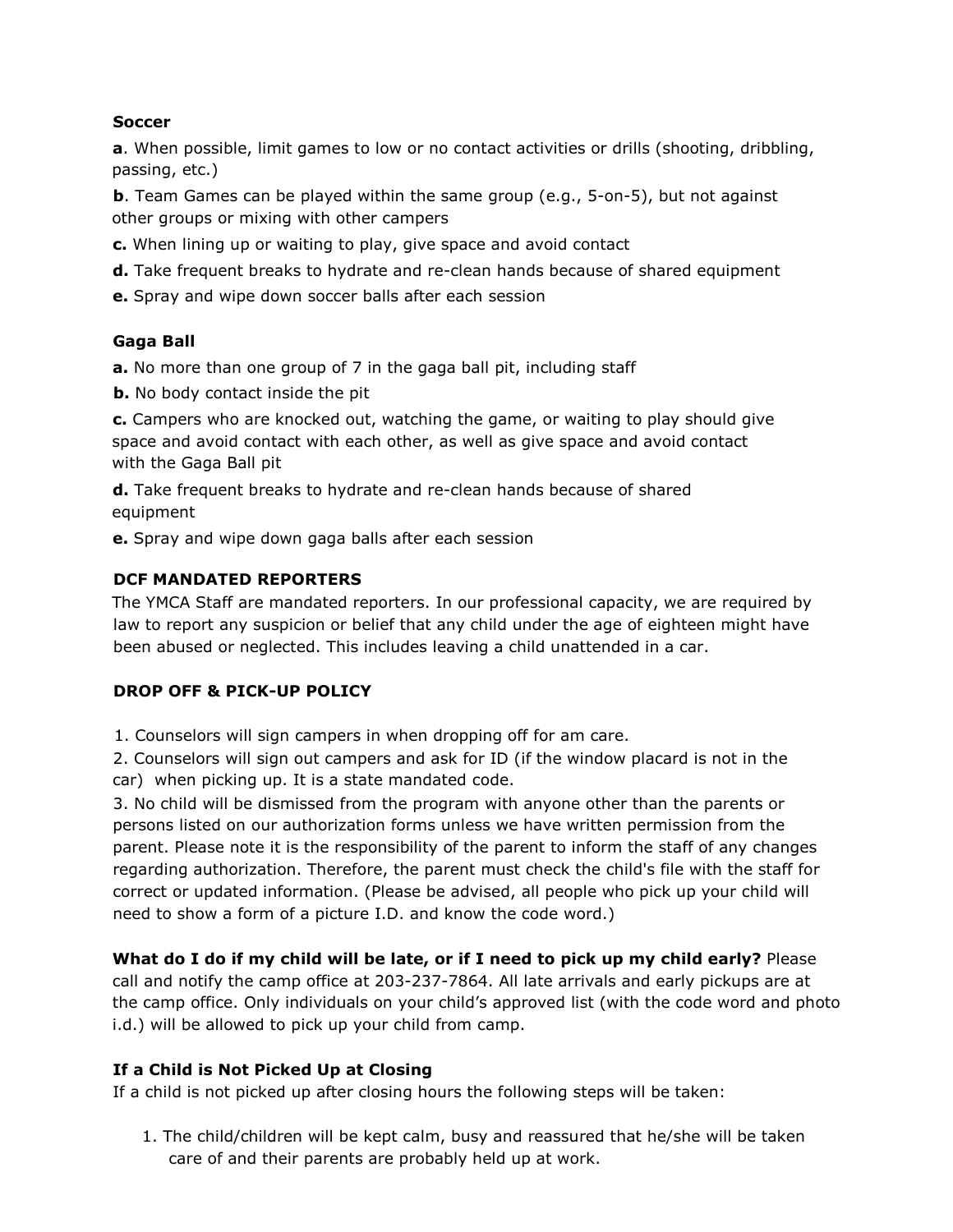**Soccer**

**a**. When possible, limit games to low or no contact activities or drills (shooting, dribbling, passing, etc.)

**b**. Team Games can be played within the same group (e.g., 5-on-5), but not against other groups or mixing with other campers

**c.** When lining up or waiting to play, give space and avoid contact

**d.** Take frequent breaks to hydrate and re-clean hands because of shared equipment

**e.** Spray and wipe down soccer balls after each session

**Gaga Ball**

**a.** No more than one group of 7 in the gaga ball pit, including staff

**b.** No body contact inside the pit

**c.** Campers who are knocked out, watching the game, or waiting to play should give space and avoid contact with each other, as well as give space and avoid contact with the Gaga Ball pit

**d.** Take frequent breaks to hydrate and re-clean hands because of shared equipment

**e.** Spray and wipe down gaga balls after each session

**DCF MANDATED REPORTERS**

The YMCA Staff are mandated reporters. In our professional capacity, we are required by law to report any suspicion or belief that any child under the age of eighteen might have been abused or neglected. This includes leaving a child unattended in a car.

**DROP OFF & PICK-UP POLICY**

1. Counselors will sign campers in when dropping off for am care.
2. Counselors will sign out campers and ask for ID (if the window placard is not in the car) when picking up. It is a state mandated code.
3. No child will be dismissed from the program with anyone other than the parents or persons listed on our authorization forms unless we have written permission from the parent. Please note it is the responsibility of the parent to inform the staff of any changes regarding authorization. Therefore, the parent must check the child's file with the staff for correct or updated information. (Please be advised, all people who pick up your child will need to show a form of a picture I.D. and know the code word.)

**What do I do if my child will be late, or if I need to pick up my child early?** Please call and notify the camp office at 203-237-7864. All late arrivals and early pickups are at the camp office. Only individuals on your child's approved list (with the code word and photo i.d.) will be allowed to pick up your child from camp.

**If a Child is Not Picked Up at Closing**

If a child is not picked up after closing hours the following steps will be taken:

1. The child/children will be kept calm, busy and reassured that he/she will be taken care of and their parents are probably held up at work.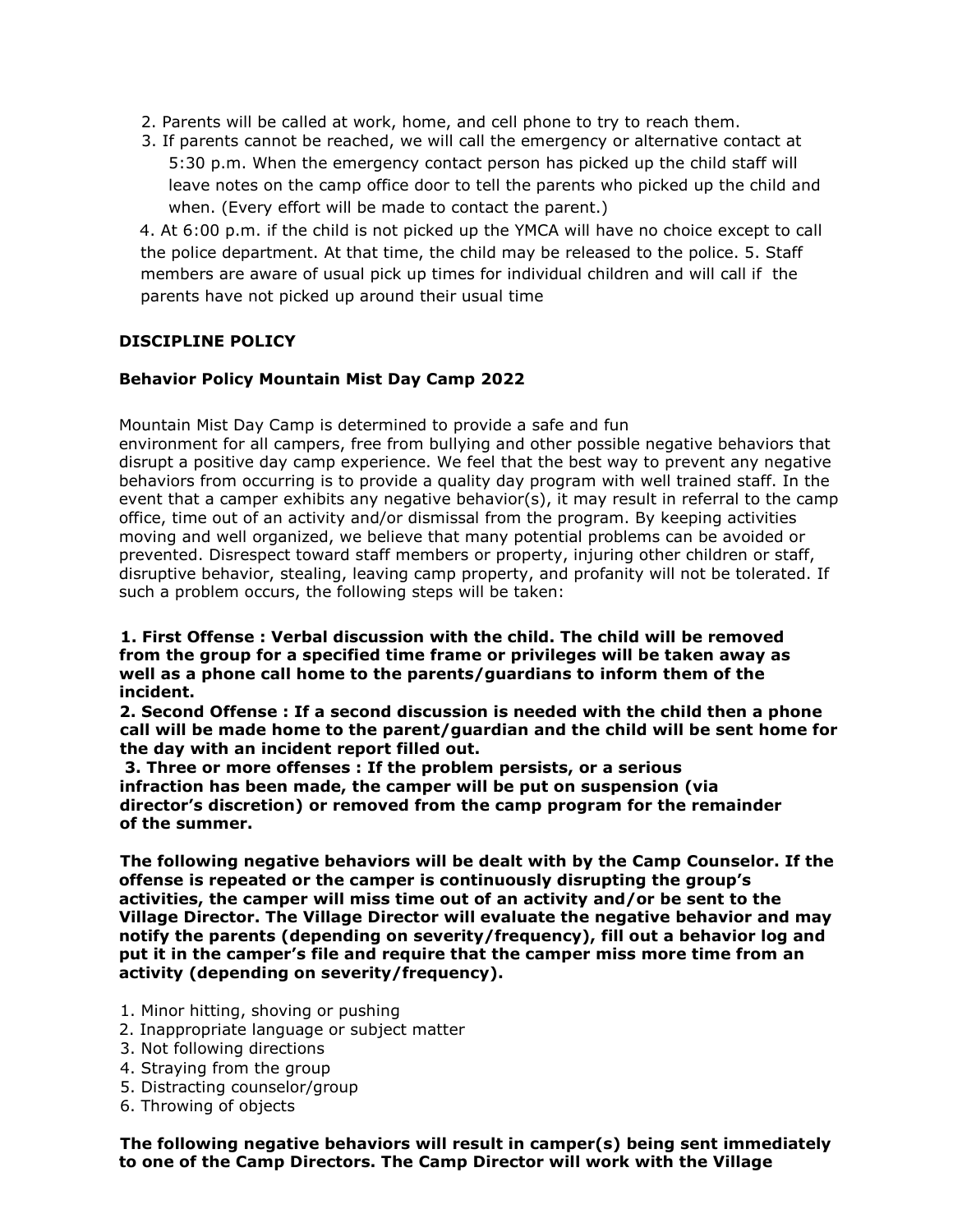2. Parents will be called at work, home, and cell phone to try to reach them.
3. If parents cannot be reached, we will call the emergency or alternative contact at 5:30 p.m. When the emergency contact person has picked up the child staff will leave notes on the camp office door to tell the parents who picked up the child and when. (Every effort will be made to contact the parent.)

4. At 6:00 p.m. if the child is not picked up the YMCA will have no choice except to call the police department. At that time, the child may be released to the police. 5. Staff members are aware of usual pick up times for individual children and will call if the parents have not picked up around their usual time

**DISCIPLINE POLICY**

**Behavior Policy Mountain Mist Day Camp 2022**

Mountain Mist Day Camp is determined to provide a safe and fun environment for all campers, free from bullying and other possible negative behaviors that disrupt a positive day camp experience. We feel that the best way to prevent any negative behaviors from occurring is to provide a quality day program with well trained staff. In the event that a camper exhibits any negative behavior(s), it may result in referral to the camp office, time out of an activity and/or dismissal from the program. By keeping activities moving and well organized, we believe that many potential problems can be avoided or prevented. Disrespect toward staff members or property, injuring other children or staff, disruptive behavior, stealing, leaving camp property, and profanity will not be tolerated. If such a problem occurs, the following steps will be taken:

**1. First Offense : Verbal discussion with the child. The child will be removed from the group for a specified time frame or privileges will be taken away as well as a phone call home to the parents/guardians to inform them of the incident.**
**2. Second Offense : If a second discussion is needed with the child then a phone call will be made home to the parent/guardian and the child will be sent home for the day with an incident report filled out.**
**3. Three or more offenses : If the problem persists, or a serious infraction has been made, the camper will be put on suspension (via director's discretion) or removed from the camp program for the remainder of the summer.**

**The following negative behaviors will be dealt with by the Camp Counselor. If the offense is repeated or the camper is continuously disrupting the group's activities, the camper will miss time out of an activity and/or be sent to the Village Director. The Village Director will evaluate the negative behavior and may notify the parents (depending on severity/frequency), fill out a behavior log and put it in the camper's file and require that the camper miss more time from an activity (depending on severity/frequency).**

1. Minor hitting, shoving or pushing
2. Inappropriate language or subject matter
3. Not following directions
4. Straying from the group
5. Distracting counselor/group
6. Throwing of objects

**The following negative behaviors will result in camper(s) being sent immediately to one of the Camp Directors. The Camp Director will work with the Village**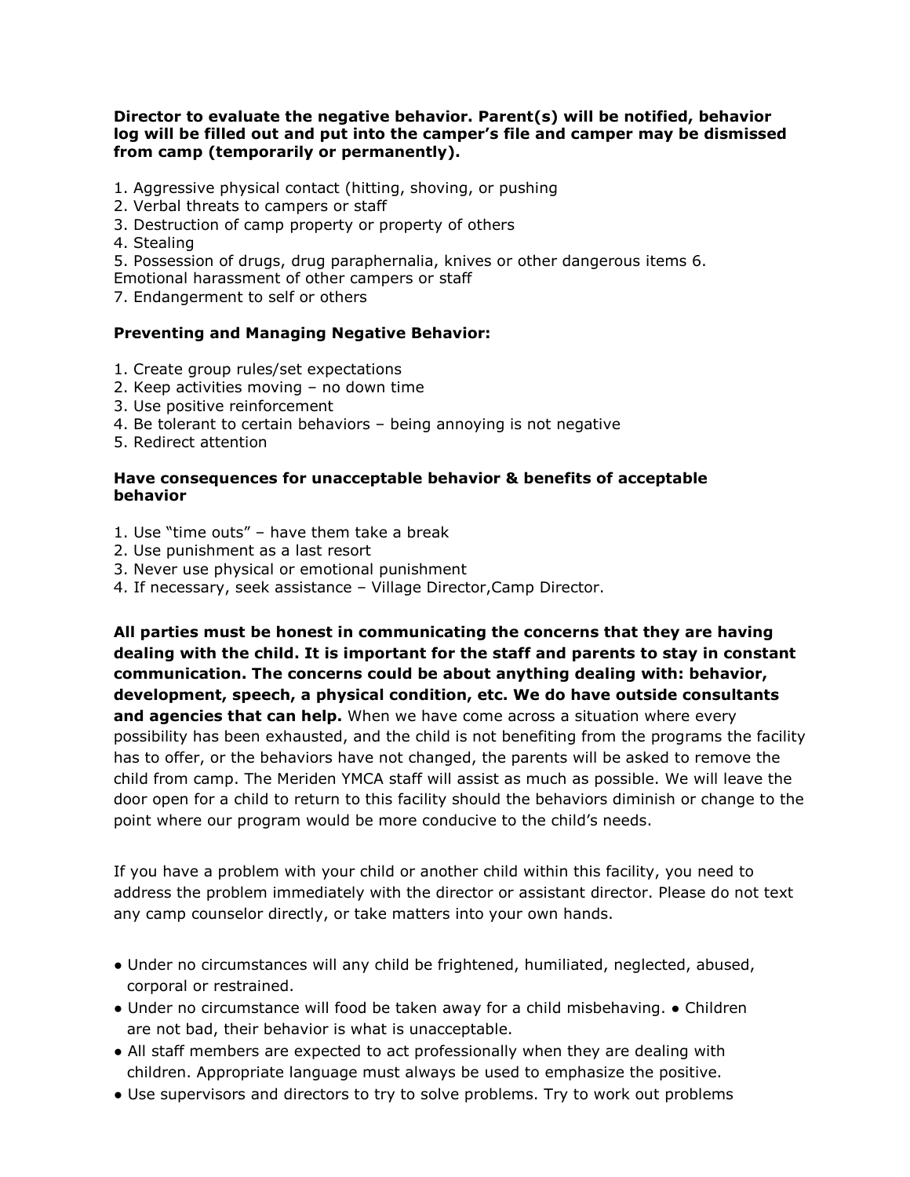**Director to evaluate the negative behavior. Parent(s) will be notified, behavior log will be filled out and put into the camper's file and camper may be dismissed from camp (temporarily or permanently).**

1. Aggressive physical contact (hitting, shoving, or pushing
2. Verbal threats to campers or staff
3. Destruction of camp property or property of others
4. Stealing
5. Possession of drugs, drug paraphernalia, knives or other dangerous items 6. Emotional harassment of other campers or staff
7. Endangerment to self or others

**Preventing and Managing Negative Behavior:**

1. Create group rules/set expectations
2. Keep activities moving – no down time
3. Use positive reinforcement
4. Be tolerant to certain behaviors – being annoying is not negative
5. Redirect attention

**Have consequences for unacceptable behavior & benefits of acceptable behavior**

1. Use "time outs" – have them take a break
2. Use punishment as a last resort
3. Never use physical or emotional punishment
4. If necessary, seek assistance – Village Director,Camp Director.

**All parties must be honest in communicating the concerns that they are having dealing with the child. It is important for the staff and parents to stay in constant communication. The concerns could be about anything dealing with: behavior, development, speech, a physical condition, etc. We do have outside consultants and agencies that can help.** When we have come across a situation where every possibility has been exhausted, and the child is not benefiting from the programs the facility has to offer, or the behaviors have not changed, the parents will be asked to remove the child from camp. The Meriden YMCA staff will assist as much as possible. We will leave the door open for a child to return to this facility should the behaviors diminish or change to the point where our program would be more conducive to the child's needs.

If you have a problem with your child or another child within this facility, you need to address the problem immediately with the director or assistant director. Please do not text any camp counselor directly, or take matters into your own hands.

- Under no circumstances will any child be frightened, humiliated, neglected, abused, corporal or restrained.
- Under no circumstance will food be taken away for a child misbehaving. ● Children are not bad, their behavior is what is unacceptable.
- All staff members are expected to act professionally when they are dealing with children. Appropriate language must always be used to emphasize the positive.
- Use supervisors and directors to try to solve problems. Try to work out problems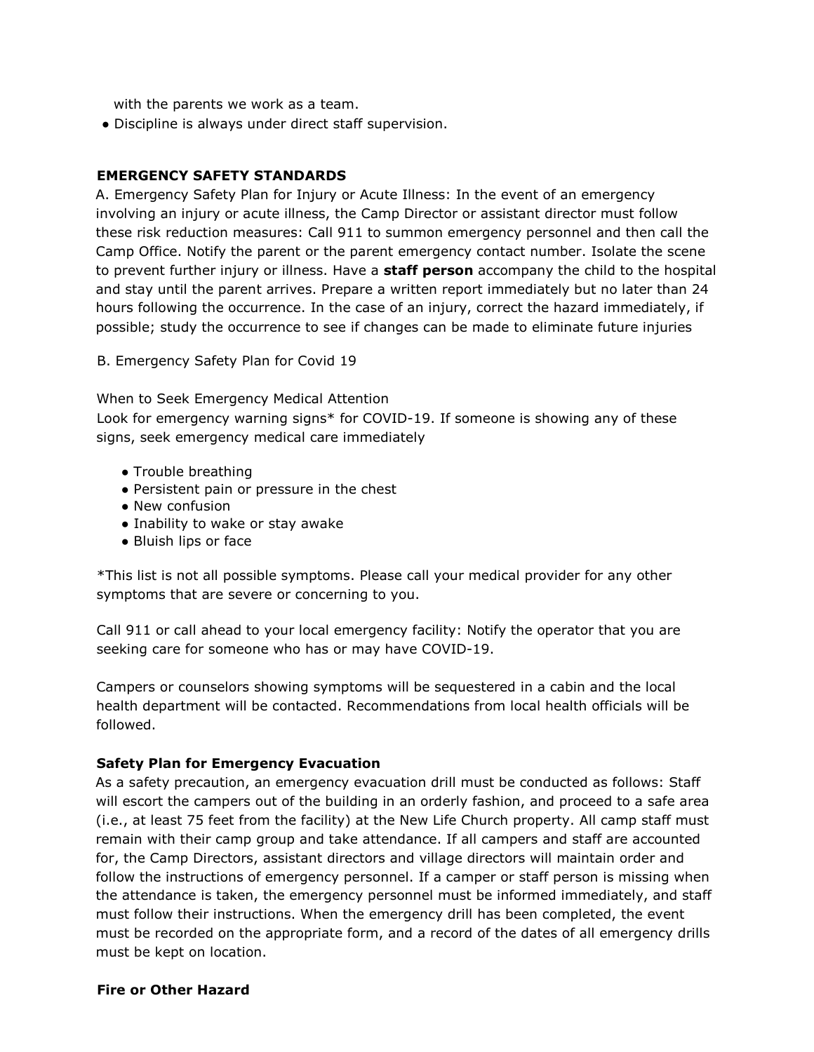with the parents we work as a team.

- Discipline is always under direct staff supervision.

## EMERGENCY SAFETY STANDARDS

A. Emergency Safety Plan for Injury or Acute Illness: In the event of an emergency involving an injury or acute illness, the Camp Director or assistant director must follow these risk reduction measures: Call 911 to summon emergency personnel and then call the Camp Office. Notify the parent or the parent emergency contact number. Isolate the scene to prevent further injury or illness. Have a **staff person** accompany the child to the hospital and stay until the parent arrives. Prepare a written report immediately but no later than 24 hours following the occurrence. In the case of an injury, correct the hazard immediately, if possible; study the occurrence to see if changes can be made to eliminate future injuries

B. Emergency Safety Plan for Covid 19

When to Seek Emergency Medical Attention
Look for emergency warning signs* for COVID-19. If someone is showing any of these signs, seek emergency medical care immediately

- Trouble breathing
- Persistent pain or pressure in the chest
- New confusion
- Inability to wake or stay awake
- Bluish lips or face

*This list is not all possible symptoms. Please call your medical provider for any other symptoms that are severe or concerning to you.

Call 911 or call ahead to your local emergency facility: Notify the operator that you are seeking care for someone who has or may have COVID-19.

Campers or counselors showing symptoms will be sequestered in a cabin and the local health department will be contacted. Recommendations from local health officials will be followed.

### Safety Plan for Emergency Evacuation

As a safety precaution, an emergency evacuation drill must be conducted as follows: Staff will escort the campers out of the building in an orderly fashion, and proceed to a safe area (i.e., at least 75 feet from the facility) at the New Life Church property. All camp staff must remain with their camp group and take attendance. If all campers and staff are accounted for, the Camp Directors, assistant directors and village directors will maintain order and follow the instructions of emergency personnel. If a camper or staff person is missing when the attendance is taken, the emergency personnel must be informed immediately, and staff must follow their instructions. When the emergency drill has been completed, the event must be recorded on the appropriate form, and a record of the dates of all emergency drills must be kept on location.

### Fire or Other Hazard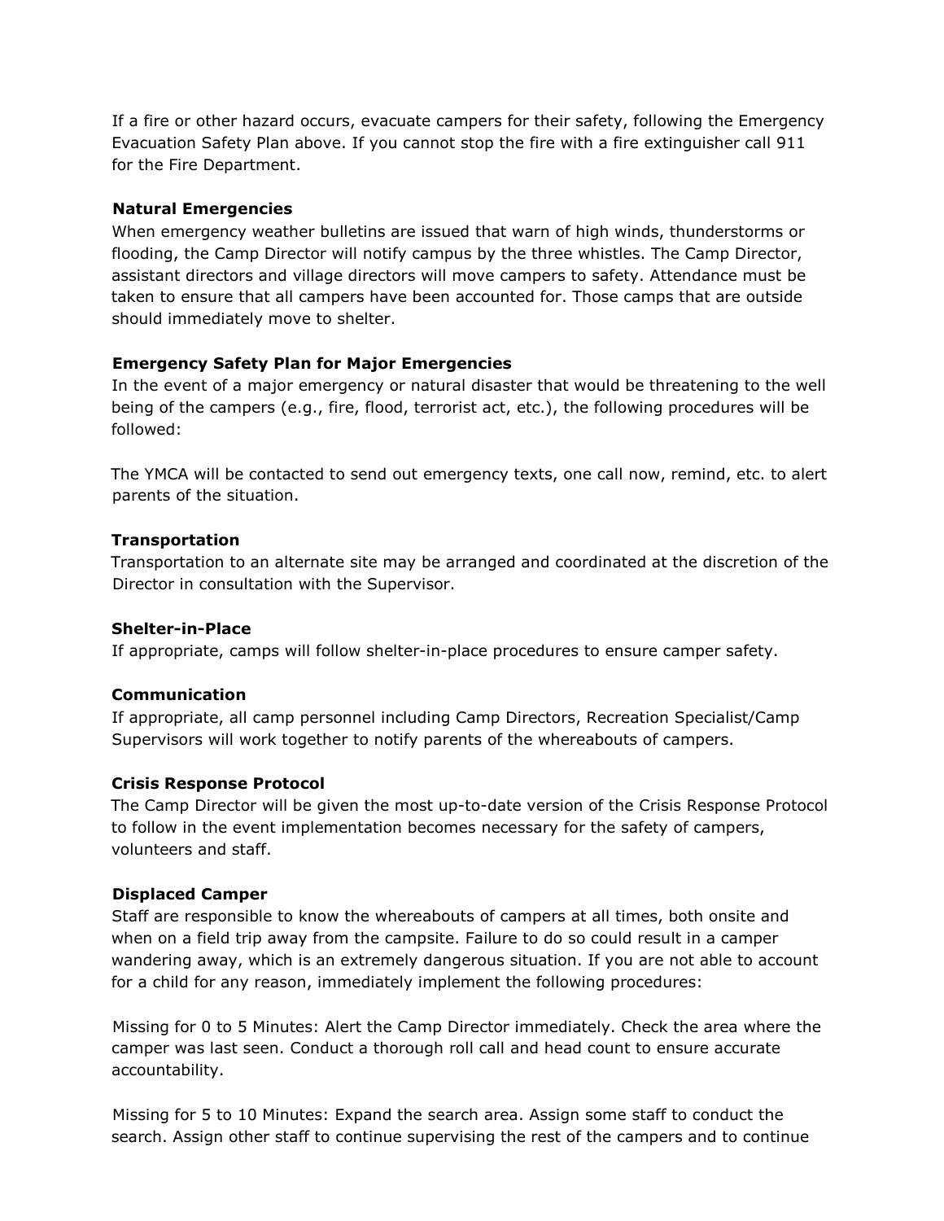If a fire or other hazard occurs, evacuate campers for their safety, following the Emergency Evacuation Safety Plan above. If you cannot stop the fire with a fire extinguisher call 911 for the Fire Department.

**Natural Emergencies**

When emergency weather bulletins are issued that warn of high winds, thunderstorms or flooding, the Camp Director will notify campus by the three whistles. The Camp Director, assistant directors and village directors will move campers to safety. Attendance must be taken to ensure that all campers have been accounted for. Those camps that are outside should immediately move to shelter.

**Emergency Safety Plan for Major Emergencies**

In the event of a major emergency or natural disaster that would be threatening to the well being of the campers (e.g., fire, flood, terrorist act, etc.), the following procedures will be followed:

The YMCA will be contacted to send out emergency texts, one call now, remind, etc. to alert parents of the situation.

**Transportation**

Transportation to an alternate site may be arranged and coordinated at the discretion of the Director in consultation with the Supervisor.

**Shelter-in-Place**

If appropriate, camps will follow shelter-in-place procedures to ensure camper safety.

**Communication**

If appropriate, all camp personnel including Camp Directors, Recreation Specialist/Camp Supervisors will work together to notify parents of the whereabouts of campers.

**Crisis Response Protocol**

The Camp Director will be given the most up-to-date version of the Crisis Response Protocol to follow in the event implementation becomes necessary for the safety of campers, volunteers and staff.

**Displaced Camper**

Staff are responsible to know the whereabouts of campers at all times, both onsite and when on a field trip away from the campsite. Failure to do so could result in a camper wandering away, which is an extremely dangerous situation. If you are not able to account for a child for any reason, immediately implement the following procedures:

Missing for 0 to 5 Minutes: Alert the Camp Director immediately. Check the area where the camper was last seen. Conduct a thorough roll call and head count to ensure accurate accountability.

Missing for 5 to 10 Minutes: Expand the search area. Assign some staff to conduct the search. Assign other staff to continue supervising the rest of the campers and to continue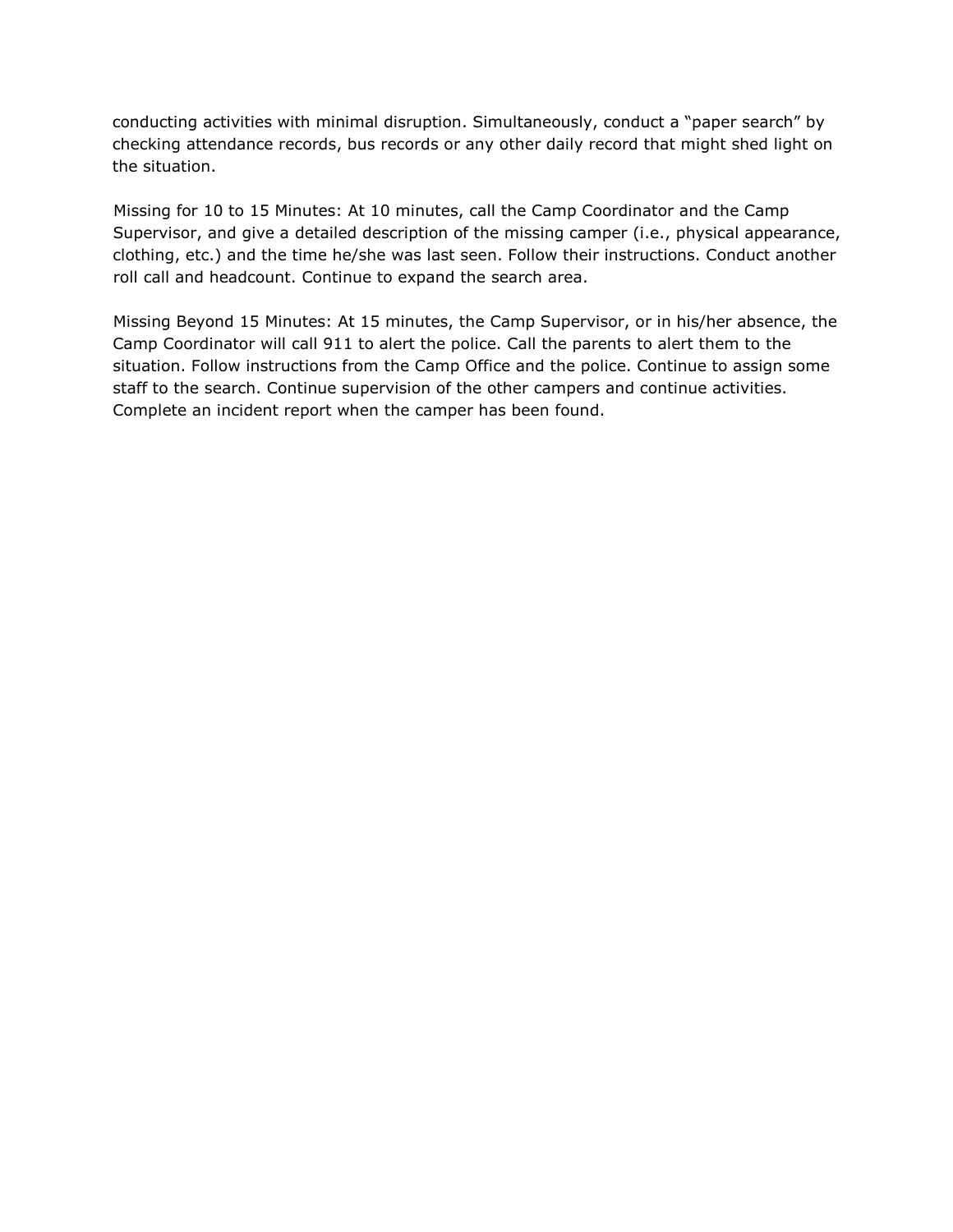conducting activities with minimal disruption. Simultaneously, conduct a "paper search" by checking attendance records, bus records or any other daily record that might shed light on the situation.

Missing for 10 to 15 Minutes: At 10 minutes, call the Camp Coordinator and the Camp Supervisor, and give a detailed description of the missing camper (i.e., physical appearance, clothing, etc.) and the time he/she was last seen. Follow their instructions. Conduct another roll call and headcount. Continue to expand the search area.

Missing Beyond 15 Minutes: At 15 minutes, the Camp Supervisor, or in his/her absence, the Camp Coordinator will call 911 to alert the police. Call the parents to alert them to the situation. Follow instructions from the Camp Office and the police. Continue to assign some staff to the search. Continue supervision of the other campers and continue activities. Complete an incident report when the camper has been found.